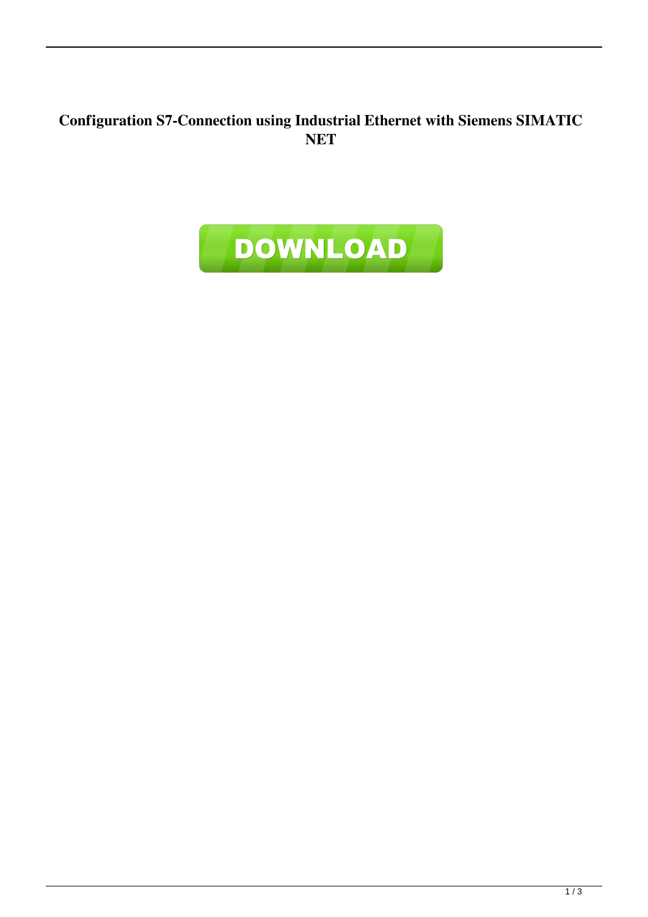# Configuration S7-Connection using Industrial Ethernet with Siemens SIMATIC NET

DOWNLOAD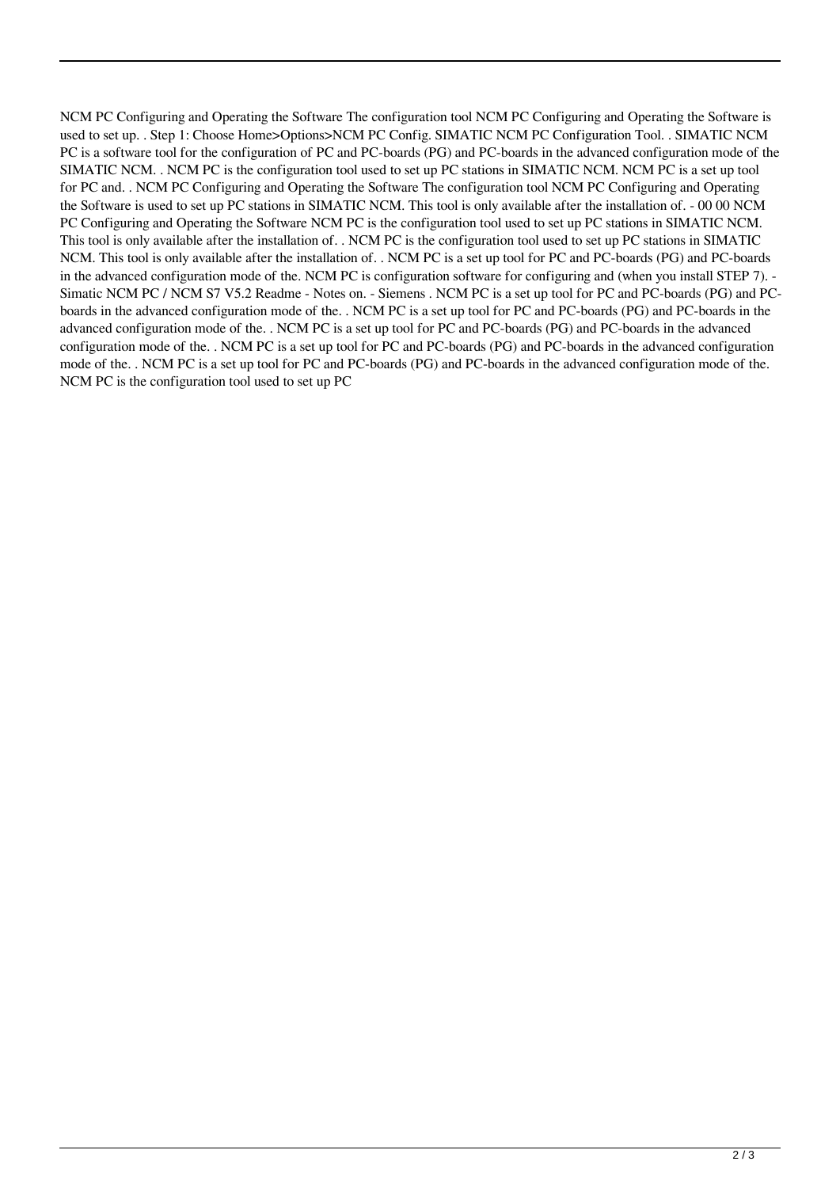NCM PC Configuring and Operating the Software The configuration tool NCM PC Configuring and Operating the Software is used to set up. . Step 1: Choose Home>Options>NCM PC Config. SIMATIC NCM PC Configuration Tool. . SIMATIC NCM PC is a software tool for the configuration of PC and PC-boards (PG) and PC-boards in the advanced configuration mode of the SIMATIC NCM. . NCM PC is the configuration tool used to set up PC stations in SIMATIC NCM. NCM PC is a set up tool for PC and. . NCM PC Configuring and Operating the Software The configuration tool NCM PC Configuring and Operating the Software is used to set up PC stations in SIMATIC NCM. This tool is only available after the installation of. - 00 00 NCM PC Configuring and Operating the Software NCM PC is the configuration tool used to set up PC stations in SIMATIC NCM. This tool is only available after the installation of. . NCM PC is the configuration tool used to set up PC stations in SIMATIC NCM. This tool is only available after the installation of. . NCM PC is a set up tool for PC and PC-boards (PG) and PC-boards in the advanced configuration mode of the. NCM PC is configuration software for configuring and (when you install STEP 7). - Simatic NCM PC / NCM S7 V5.2 Readme - Notes on. - Siemens . NCM PC is a set up tool for PC and PC-boards (PG) and PC-boards in the advanced configuration mode of the. . NCM PC is a set up tool for PC and PC-boards (PG) and PC-boards in the advanced configuration mode of the. . NCM PC is a set up tool for PC and PC-boards (PG) and PC-boards in the advanced configuration mode of the. . NCM PC is a set up tool for PC and PC-boards (PG) and PC-boards in the advanced configuration mode of the. . NCM PC is a set up tool for PC and PC-boards (PG) and PC-boards in the advanced configuration mode of the. NCM PC is the configuration tool used to set up PC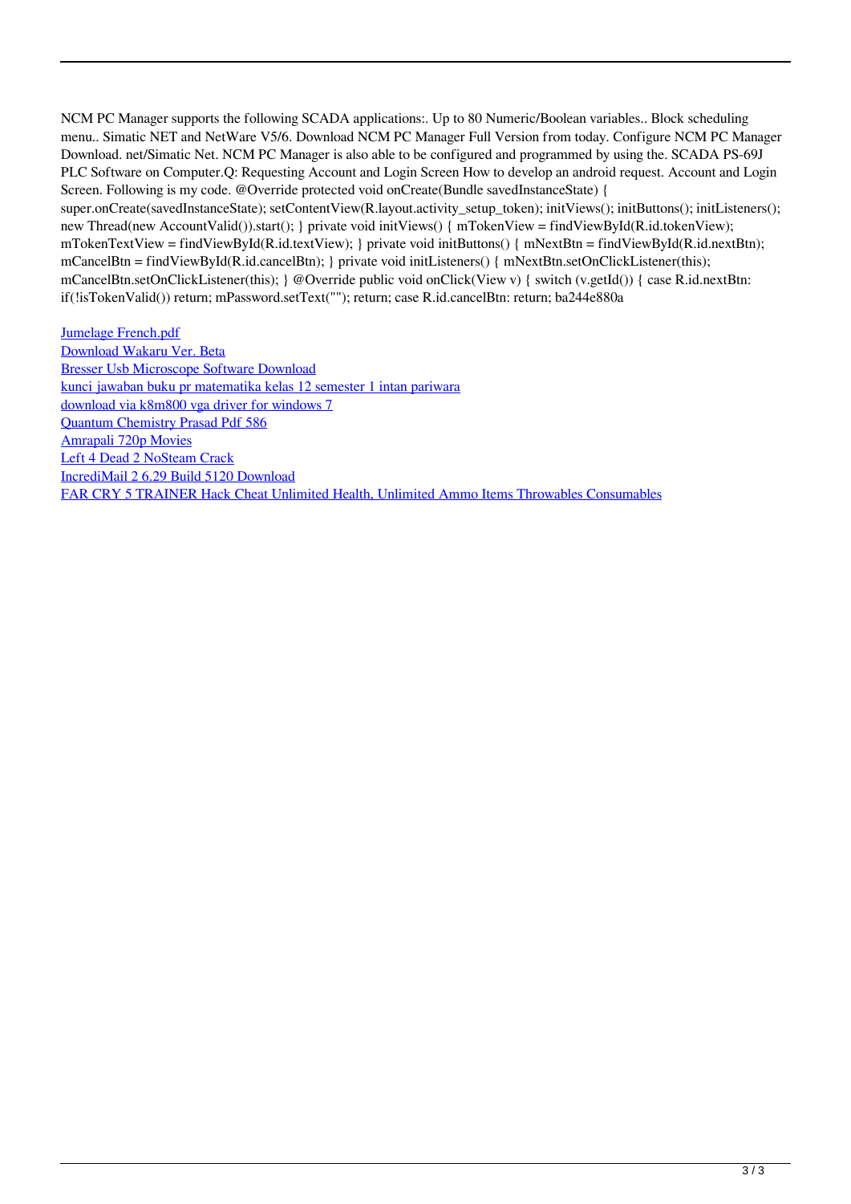NCM PC Manager supports the following SCADA applications:. Up to 80 Numeric/Boolean variables.. Block scheduling menu.. Simatic NET and NetWare V5/6. Download NCM PC Manager Full Version from today. Configure NCM PC Manager Download. net/Simatic Net. NCM PC Manager is also able to be configured and programmed by using the. SCADA PS-69J PLC Software on Computer.Q: Requesting Account and Login Screen How to develop an android request. Account and Login Screen. Following is my code. @Override protected void onCreate(Bundle savedInstanceState) { super.onCreate(savedInstanceState); setContentView(R.layout.activity_setup_token); initViews(); initButtons(); initListeners(); new Thread(new AccountValid()).start(); } private void initViews() { mTokenView = findViewById(R.id.tokenView); mTokenTextView = findViewById(R.id.textView); } private void initButtons() { mNextBtn = findViewById(R.id.nextBtn); mCancelBtn = findViewById(R.id.cancelBtn); } private void initListeners() { mNextBtn.setOnClickListener(this); mCancelBtn.setOnClickListener(this); } @Override public void onClick(View v) { switch (v.getId()) { case R.id.nextBtn: if(!isTokenValid()) return; mPassword.setText(""); return; case R.id.cancelBtn: return; ba244e880a

Jumelage French.pdf
Download Wakaru Ver. Beta
Bresser Usb Microscope Software Download
kunci jawaban buku pr matematika kelas 12 semester 1 intan pariwara
download via k8m800 vga driver for windows 7
Quantum Chemistry Prasad Pdf 586
Amrapali 720p Movies
Left 4 Dead 2 NoSteam Crack
IncrediMail 2 6.29 Build 5120 Download
FAR CRY 5 TRAINER Hack Cheat Unlimited Health, Unlimited Ammo Items Throwables Consumables